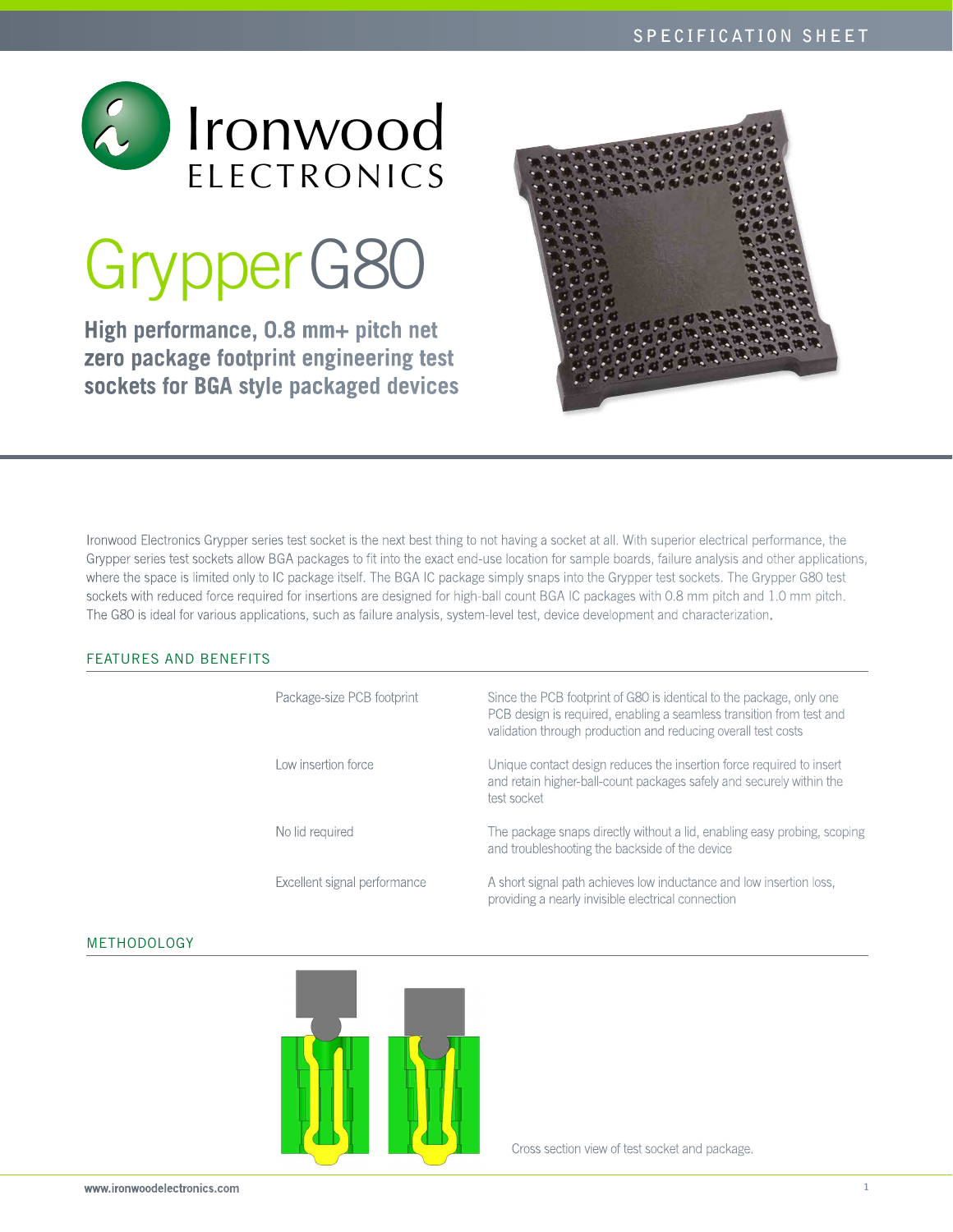# Grypper G80

**High performance, 0.8 mm+ pitch net zero package footprint engineering test sockets for BGA style packaged devices**

Ironwood Electronics Grypper series test socket is the next best thing to not having a socket at all. With superior electrical performance, the Grypper series test sockets allow BGA packages to fit into the exact end-use location for sample boards, failure analysis and other applications, where the space is limited only to IC package itself. The BGA IC package simply snaps into the Grypper test sockets. The Grypper G80 test sockets with reduced force required for insertions are designed for high-ball count BGA IC packages with 0.8 mm pitch and 1.0 mm pitch. The G80 is ideal for various applications, such as failure analysis, system-level test, device development and characterization.

## FEATURES AND BENEFITS

| | |
|---|---|
| Package-size PCB footprint | Since the PCB footprint of G80 is identical to the package, only one PCB design is required, enabling a seamless transition from test and validation through production and reducing overall test costs |
| Low insertion force | Unique contact design reduces the insertion force required to insert and retain higher-ball-count packages safely and securely within the test socket |
| No lid required | The package snaps directly without a lid, enabling easy probing, scoping and troubleshooting the backside of the device |
| Excellent signal performance | A short signal path achieves low inductance and low insertion loss, providing a nearly invisible electrical connection |

## METHODOLOGY

Cross section view of test socket and package.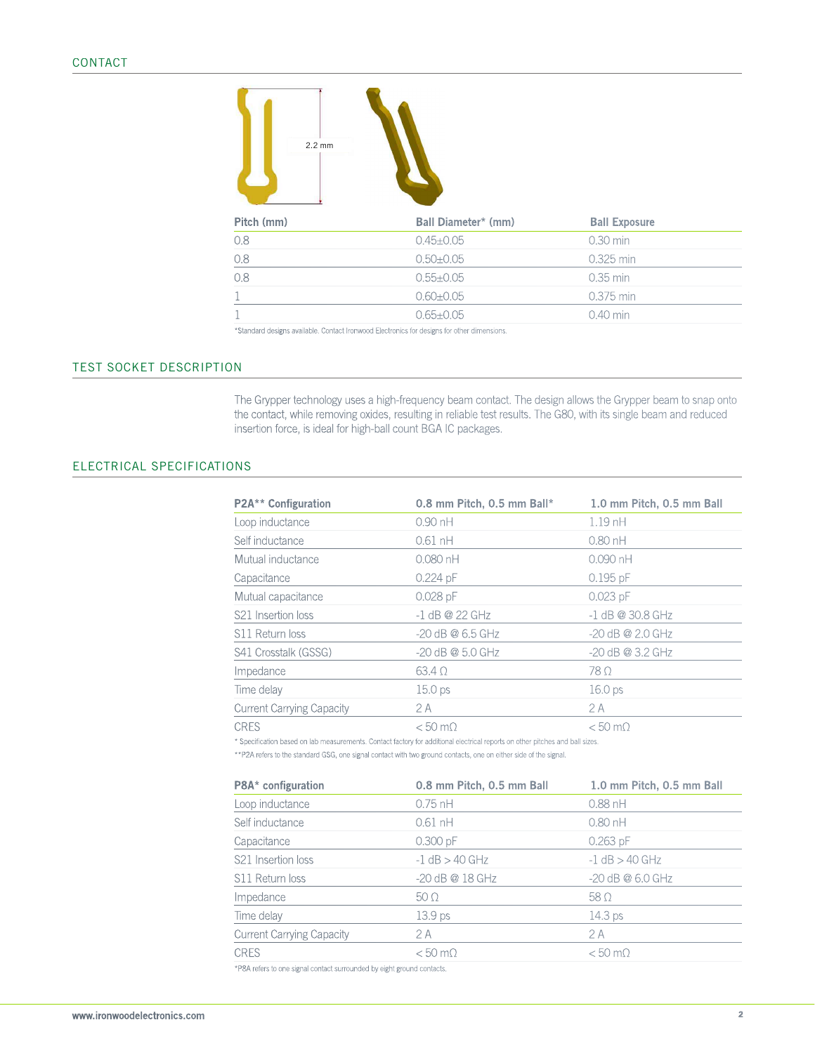## CONTACT

2.2 mm

| Pitch (mm) | Ball Diameter* (mm) | Ball Exposure |
|---|---|---|
| 0.8 | 0.45±0.05 | 0.30 min |
| 0.8 | 0.50±0.05 | 0.325 min |
| 0.8 | 0.55±0.05 | 0.35 min |
| 1 | 0.60±0.05 | 0.375 min |
| 1 | 0.65±0.05 | 0.40 min |

*Standard designs available. Contact Ironwood Electronics for designs for other dimensions.

## TEST SOCKET DESCRIPTION

The Grypper technology uses a high-frequency beam contact. The design allows the Grypper beam to snap onto the contact, while removing oxides, resulting in reliable test results. The G80, with its single beam and reduced insertion force, is ideal for high-ball count BGA IC packages.

## ELECTRICAL SPECIFICATIONS

| P2A** Configuration | 0.8 mm Pitch, 0.5 mm Ball* | 1.0 mm Pitch, 0.5 mm Ball |
|---|---|---|
| Loop inductance | 0.90 nH | 1.19 nH |
| Self inductance | 0.61 nH | 0.80 nH |
| Mutual inductance | 0.080 nH | 0.090 nH |
| Capacitance | 0.224 pF | 0.195 pF |
| Mutual capacitance | 0.028 pF | 0.023 pF |
| S21 Insertion loss | -1 dB @ 22 GHz | -1 dB @ 30.8 GHz |
| S11 Return loss | -20 dB @ 6.5 GHz | -20 dB @ 2.0 GHz |
| S41 Crosstalk (GSSG) | -20 dB @ 5.0 GHz | -20 dB @ 3.2 GHz |
| Impedance | 63.4 Ω | 78 Ω |
| Time delay | 15.0 ps | 16.0 ps |
| Current Carrying Capacity | 2 A | 2 A |
| CRES | < 50 mΩ | < 50 mΩ |

* Specification based on lab measurements. Contact factory for additional electrical reports on other pitches and ball sizes.

**P2A refers to the standard GSG, one signal contact with two ground contacts, one on either side of the signal.

| P8A* configuration | 0.8 mm Pitch, 0.5 mm Ball | 1.0 mm Pitch, 0.5 mm Ball |
|---|---|---|
| Loop inductance | 0.75 nH | 0.88 nH |
| Self inductance | 0.61 nH | 0.80 nH |
| Capacitance | 0.300 pF | 0.263 pF |
| S21 Insertion loss | -1 dB > 40 GHz | -1 dB > 40 GHz |
| S11 Return loss | -20 dB @ 18 GHz | -20 dB @ 6.0 GHz |
| Impedance | 50 Ω | 58 Ω |
| Time delay | 13.9 ps | 14.3 ps |
| Current Carrying Capacity | 2 A | 2 A |
| CRES | < 50 mΩ | < 50 mΩ |

*P8A refers to one signal contact surrounded by eight ground contacts.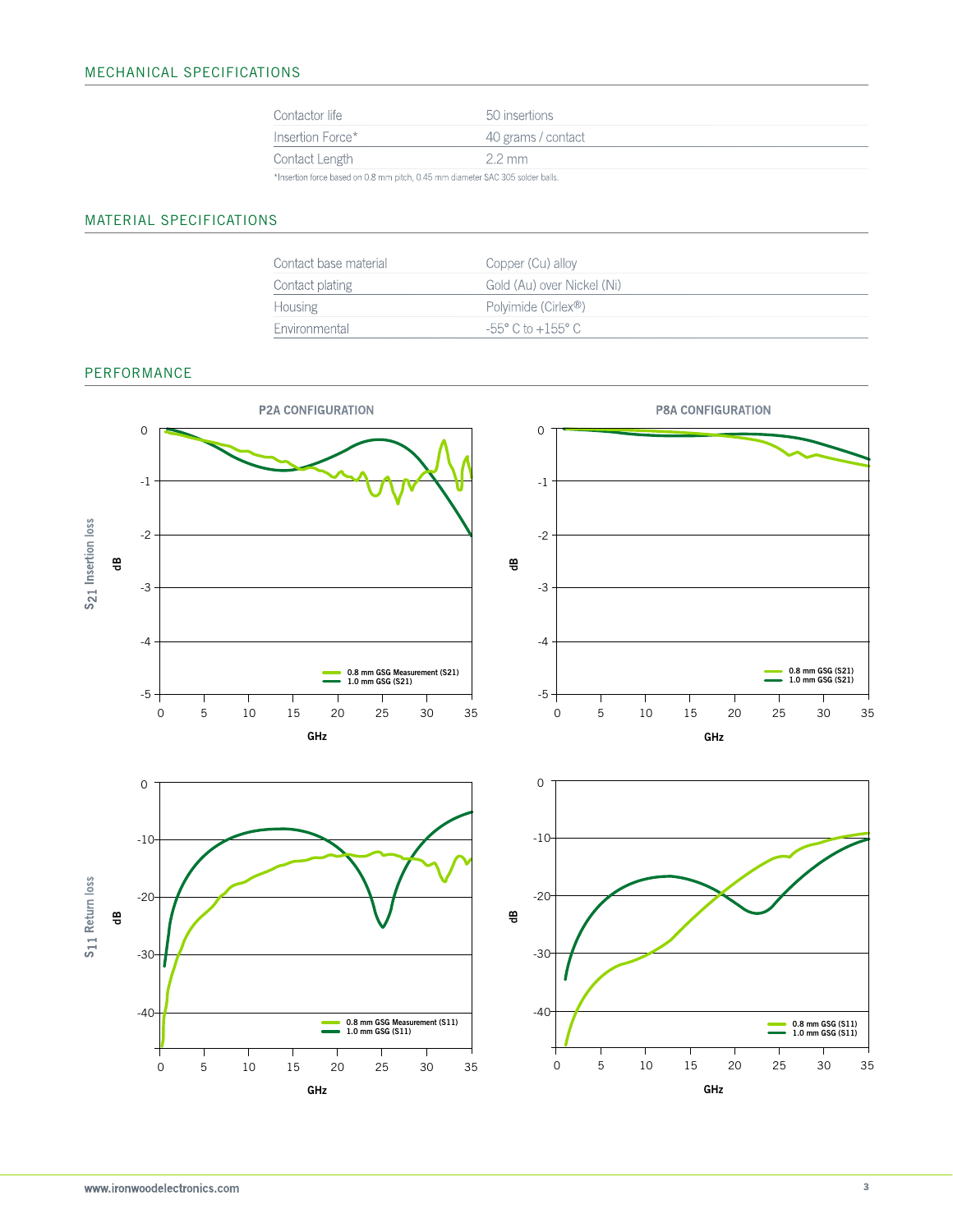## MECHANICAL SPECIFICATIONS

| | |
|---|---|
| Contactor life | 50 insertions |
| Insertion Force* | 40 grams / contact |
| Contact Length | 2.2 mm |

*Insertion force based on 0.8 mm pitch, 0.45 mm diameter SAC 305 solder balls.

## MATERIAL SPECIFICATIONS

| | |
|---|---|
| Contact base material | Copper (Cu) alloy |
| Contact plating | Gold (Au) over Nickel (Ni) |
| Housing | Polyimide (Cirlex®) |
| Environmental | -55° C to +155° C |

## PERFORMANCE

**P2A CONFIGURATION**

**P8A CONFIGURATION**

$S_{21}$ Insertion loss

0.8 mm GSG Measurement (S21)
1.0 mm GSG (S21)

0.8 mm GSG (S21)
1.0 mm GSG (S21)

$S_{11}$ Return loss

0.8 mm GSG Measurement (S11)
1.0 mm GSG (S11)

0.8 mm GSG (S11)
1.0 mm GSG (S11)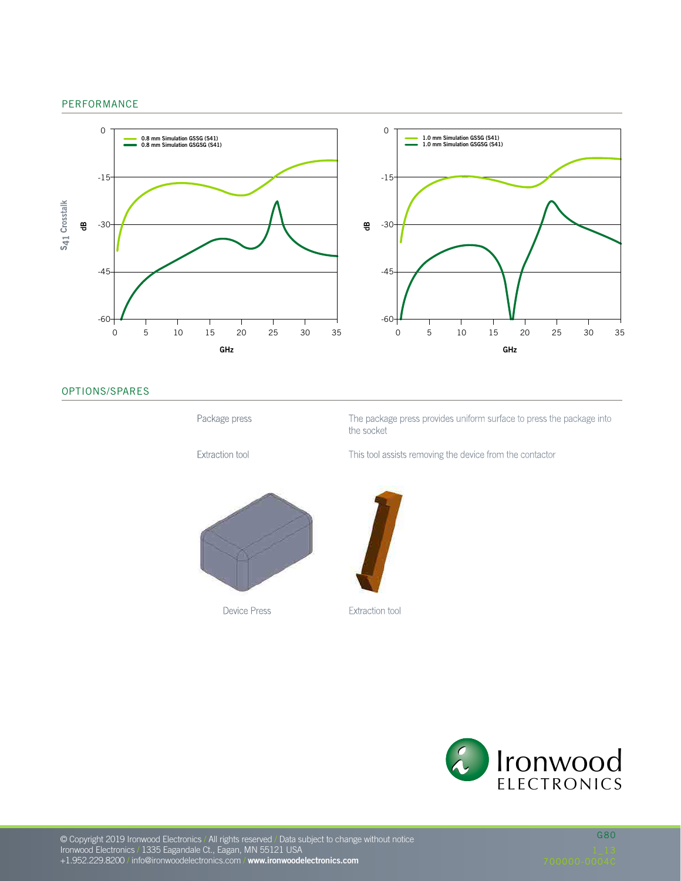## PERFORMANCE

S41 Crosstalk

dB

0
-15
-30
-45
-60

0 5 10 15 20 25 30 35

GHz

0.8 mm Simulation GSSG (S41)
0.8 mm Simulation GSGSG (S41)

dB

0
-15
-30
-45
-60

0 5 10 15 20 25 30 35

GHz

1.0 mm Simulation GSSG (S41)
1.0 mm Simulation GSGSG (S41)

## OPTIONS/SPARES

| | |
|---|---|
| Package press | The package press provides uniform surface to press the package into the socket |
| Extraction tool | This tool assists removing the device from the contactor |

Device Press

Extraction tool

© Copyright 2019 Ironwood Electronics / All rights reserved / Data subject to change without notice
Ironwood Electronics / 1335 Eagandale Ct., Eagan, MN 55121 USA
+1.952.229.8200 / info@ironwoodelectronics.com / **www.ironwoodelectronics.com**

G80
1_13
700000-0004C